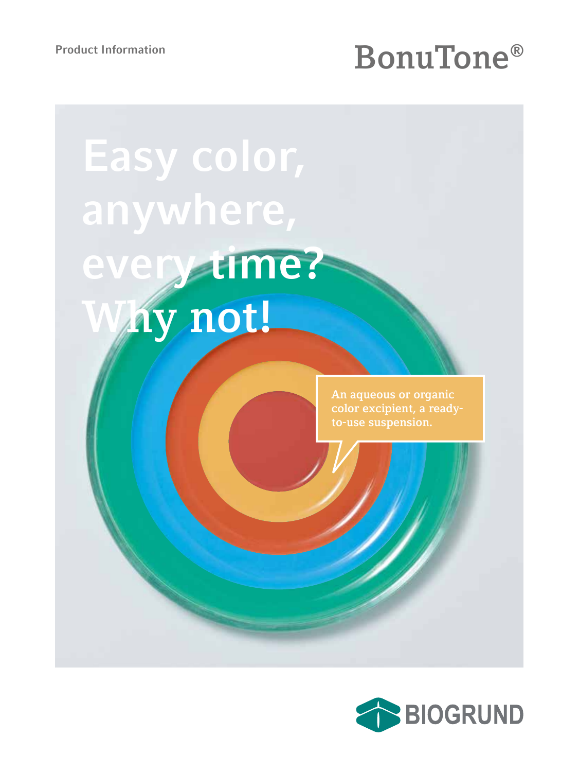Product Information

# BonuTone®

# Easy color, anywhere, every time? Why not!

An aqueous or organic color excipient, a ready-to-use suspension.

BIOGRUND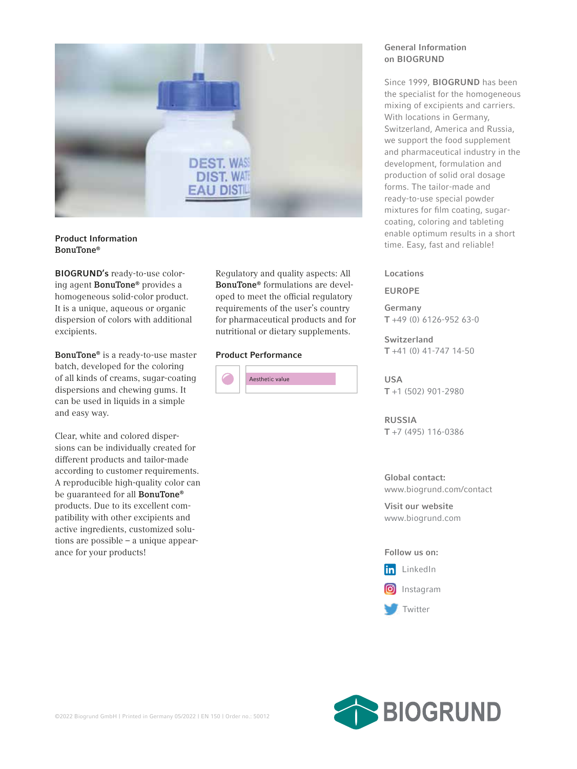## Product Information BonuTone®

**BIOGRUND's** ready-to-use coloring agent **BonuTone®** provides a homogeneous solid-color product. It is a unique, aqueous or organic dispersion of colors with additional excipients.

**BonuTone®** is a ready-to-use master batch, developed for the coloring of all kinds of creams, sugar-coating dispersions and chewing gums. It can be used in liquids in a simple and easy way.

Clear, white and colored dispersions can be individually created for different products and tailor-made according to customer requirements. A reproducible high-quality color can be guaranteed for all **BonuTone®** products. Due to its excellent compatibility with other excipients and active ingredients, customized solutions are possible – a unique appearance for your products!

Regulatory and quality aspects: All **BonuTone®** formulations are developed to meet the official regulatory requirements of the user's country for pharmaceutical products and for nutritional or dietary supplements.

### Product Performance

Aesthetic value

## General Information on BIOGRUND

Since 1999, **BIOGRUND** has been the specialist for the homogeneous mixing of excipients and carriers. With locations in Germany, Switzerland, America and Russia, we support the food supplement and pharmaceutical industry in the development, formulation and production of solid oral dosage forms. The tailor-made and ready-to-use special powder mixtures for film coating, sugar-coating, coloring and tableting enable optimum results in a short time. Easy, fast and reliable!

### Locations

**EUROPE**

**Germany**
**T** +49 (0) 6126-952 63-0

**Switzerland**
**T** +41 (0) 41-747 14-50

**USA**
**T** +1 (502) 901-2980

**RUSSIA**
**T** +7 (495) 116-0386

**Global contact:**
www.biogrund.com/contact

**Visit our website**
www.biogrund.com

**Follow us on:**

- LinkedIn
- Instagram
- Twitter

©2022 Biogrund GmbH | Printed in Germany 05/2022 | EN 150 | Order no.: 50012

BIOGRUND